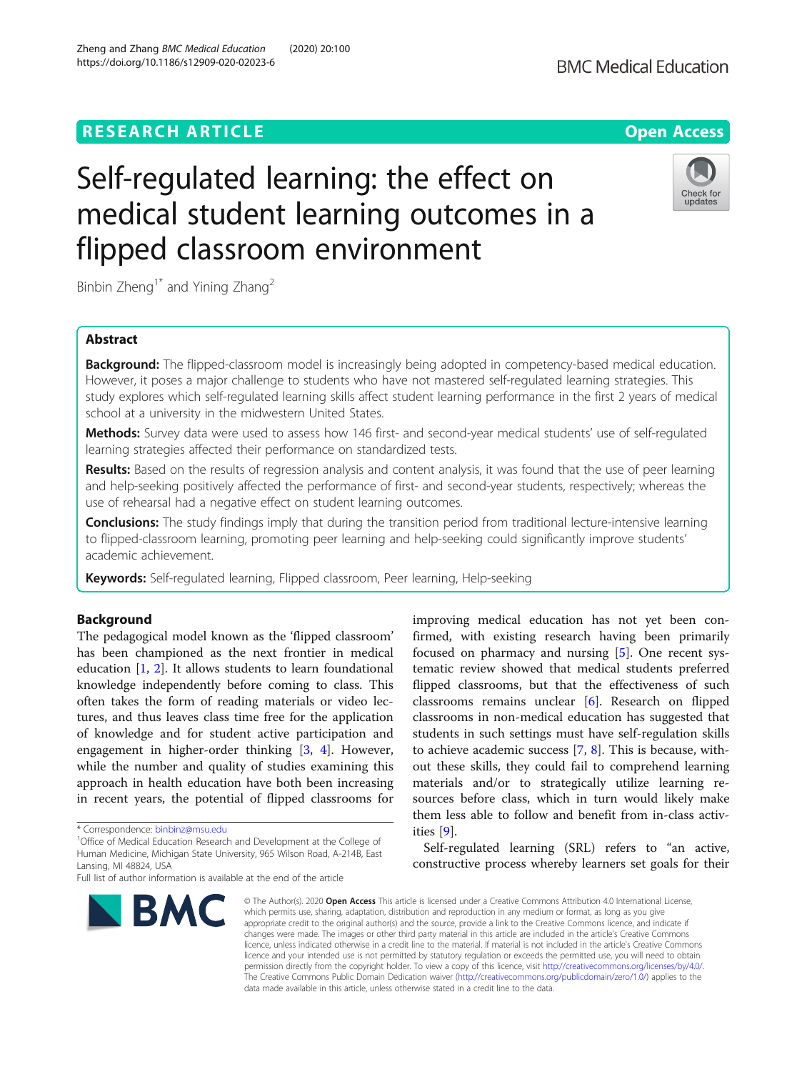RESEARCH ARTICLE

Open Access

# Self-regulated learning: the effect on medical student learning outcomes in a flipped classroom environment

Binbin Zheng[1*] and Yining Zhang[2]

## Abstract

**Background:** The flipped-classroom model is increasingly being adopted in competency-based medical education. However, it poses a major challenge to students who have not mastered self-regulated learning strategies. This study explores which self-regulated learning skills affect student learning performance in the first 2 years of medical school at a university in the midwestern United States.

**Methods:** Survey data were used to assess how 146 first- and second-year medical students' use of self-regulated learning strategies affected their performance on standardized tests.

**Results:** Based on the results of regression analysis and content analysis, it was found that the use of peer learning and help-seeking positively affected the performance of first- and second-year students, respectively; whereas the use of rehearsal had a negative effect on student learning outcomes.

**Conclusions:** The study findings imply that during the transition period from traditional lecture-intensive learning to flipped-classroom learning, promoting peer learning and help-seeking could significantly improve students' academic achievement.

**Keywords:** Self-regulated learning, Flipped classroom, Peer learning, Help-seeking

## Background

The pedagogical model known as the 'flipped classroom' has been championed as the next frontier in medical education [1, 2]. It allows students to learn foundational knowledge independently before coming to class. This often takes the form of reading materials or video lectures, and thus leaves class time free for the application of knowledge and for student active participation and engagement in higher-order thinking [3, 4]. However, while the number and quality of studies examining this approach in health education have both been increasing in recent years, the potential of flipped classrooms for improving medical education has not yet been confirmed, with existing research having been primarily focused on pharmacy and nursing [5]. One recent systematic review showed that medical students preferred flipped classrooms, but that the effectiveness of such classrooms remains unclear [6]. Research on flipped classrooms in non-medical education has suggested that students in such settings must have self-regulation skills to achieve academic success [7, 8]. This is because, without these skills, they could fail to comprehend learning materials and/or to strategically utilize learning resources before class, which in turn would likely make them less able to follow and benefit from in-class activities [9].

Self-regulated learning (SRL) refers to "an active, constructive process whereby learners set goals for their

\* Correspondence: binbinz@msu.edu

[1]Office of Medical Education Research and Development at the College of Human Medicine, Michigan State University, 965 Wilson Road, A-214B, East Lansing, MI 48824, USA

Full list of author information is available at the end of the article

© The Author(s). 2020 **Open Access** This article is licensed under a Creative Commons Attribution 4.0 International License, which permits use, sharing, adaptation, distribution and reproduction in any medium or format, as long as you give appropriate credit to the original author(s) and the source, provide a link to the Creative Commons licence, and indicate if changes were made. The images or other third party material in this article are included in the article's Creative Commons licence, unless indicated otherwise in a credit line to the material. If material is not included in the article's Creative Commons licence and your intended use is not permitted by statutory regulation or exceeds the permitted use, you will need to obtain permission directly from the copyright holder. To view a copy of this licence, visit http://creativecommons.org/licenses/by/4.0/. The Creative Commons Public Domain Dedication waiver (http://creativecommons.org/publicdomain/zero/1.0/) applies to the data made available in this article, unless otherwise stated in a credit line to the data.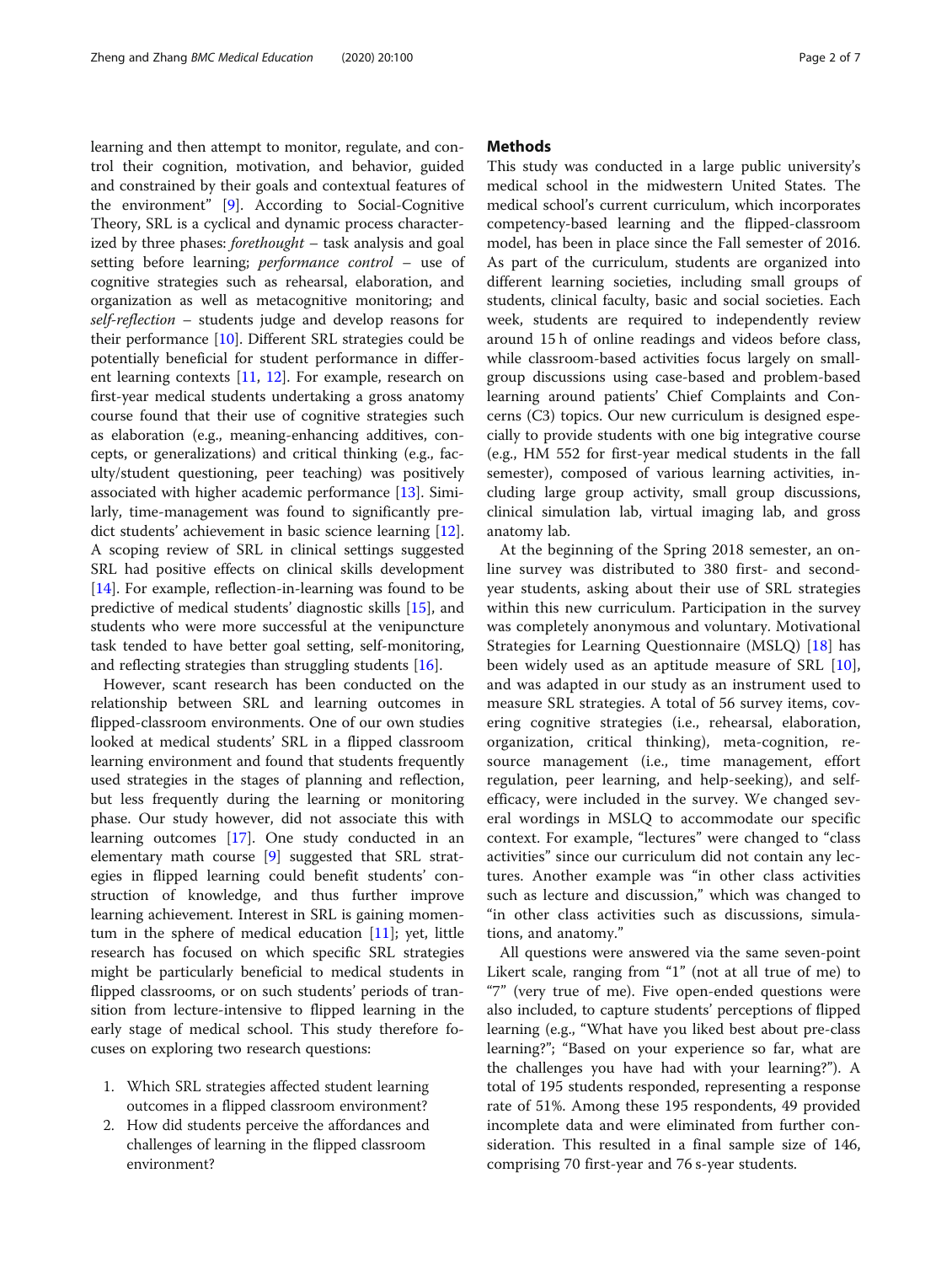learning and then attempt to monitor, regulate, and control their cognition, motivation, and behavior, guided and constrained by their goals and contextual features of the environment" [9]. According to Social-Cognitive Theory, SRL is a cyclical and dynamic process characterized by three phases: *forethought* – task analysis and goal setting before learning; *performance control* – use of cognitive strategies such as rehearsal, elaboration, and organization as well as metacognitive monitoring; and *self-reflection* – students judge and develop reasons for their performance [10]. Different SRL strategies could be potentially beneficial for student performance in different learning contexts [11, 12]. For example, research on first-year medical students undertaking a gross anatomy course found that their use of cognitive strategies such as elaboration (e.g., meaning-enhancing additives, concepts, or generalizations) and critical thinking (e.g., faculty/student questioning, peer teaching) was positively associated with higher academic performance [13]. Similarly, time-management was found to significantly predict students' achievement in basic science learning [12]. A scoping review of SRL in clinical settings suggested SRL had positive effects on clinical skills development [14]. For example, reflection-in-learning was found to be predictive of medical students' diagnostic skills [15], and students who were more successful at the venipuncture task tended to have better goal setting, self-monitoring, and reflecting strategies than struggling students [16].

However, scant research has been conducted on the relationship between SRL and learning outcomes in flipped-classroom environments. One of our own studies looked at medical students' SRL in a flipped classroom learning environment and found that students frequently used strategies in the stages of planning and reflection, but less frequently during the learning or monitoring phase. Our study however, did not associate this with learning outcomes [17]. One study conducted in an elementary math course [9] suggested that SRL strategies in flipped learning could benefit students' construction of knowledge, and thus further improve learning achievement. Interest in SRL is gaining momentum in the sphere of medical education [11]; yet, little research has focused on which specific SRL strategies might be particularly beneficial to medical students in flipped classrooms, or on such students' periods of transition from lecture-intensive to flipped learning in the early stage of medical school. This study therefore focuses on exploring two research questions:

1. Which SRL strategies affected student learning outcomes in a flipped classroom environment?
2. How did students perceive the affordances and challenges of learning in the flipped classroom environment?

## Methods

This study was conducted in a large public university's medical school in the midwestern United States. The medical school's current curriculum, which incorporates competency-based learning and the flipped-classroom model, has been in place since the Fall semester of 2016. As part of the curriculum, students are organized into different learning societies, including small groups of students, clinical faculty, basic and social societies. Each week, students are required to independently review around 15 h of online readings and videos before class, while classroom-based activities focus largely on small-group discussions using case-based and problem-based learning around patients' Chief Complaints and Concerns (C3) topics. Our new curriculum is designed especially to provide students with one big integrative course (e.g., HM 552 for first-year medical students in the fall semester), composed of various learning activities, including large group activity, small group discussions, clinical simulation lab, virtual imaging lab, and gross anatomy lab.

At the beginning of the Spring 2018 semester, an online survey was distributed to 380 first- and second-year students, asking about their use of SRL strategies within this new curriculum. Participation in the survey was completely anonymous and voluntary. Motivational Strategies for Learning Questionnaire (MSLQ) [18] has been widely used as an aptitude measure of SRL [10], and was adapted in our study as an instrument used to measure SRL strategies. A total of 56 survey items, covering cognitive strategies (i.e., rehearsal, elaboration, organization, critical thinking), meta-cognition, resource management (i.e., time management, effort regulation, peer learning, and help-seeking), and self-efficacy, were included in the survey. We changed several wordings in MSLQ to accommodate our specific context. For example, "lectures" were changed to "class activities" since our curriculum did not contain any lectures. Another example was "in other class activities such as lecture and discussion," which was changed to "in other class activities such as discussions, simulations, and anatomy."

All questions were answered via the same seven-point Likert scale, ranging from "1" (not at all true of me) to "7" (very true of me). Five open-ended questions were also included, to capture students' perceptions of flipped learning (e.g., "What have you liked best about pre-class learning?"; "Based on your experience so far, what are the challenges you have had with your learning?"). A total of 195 students responded, representing a response rate of 51%. Among these 195 respondents, 49 provided incomplete data and were eliminated from further consideration. This resulted in a final sample size of 146, comprising 70 first-year and 76 s-year students.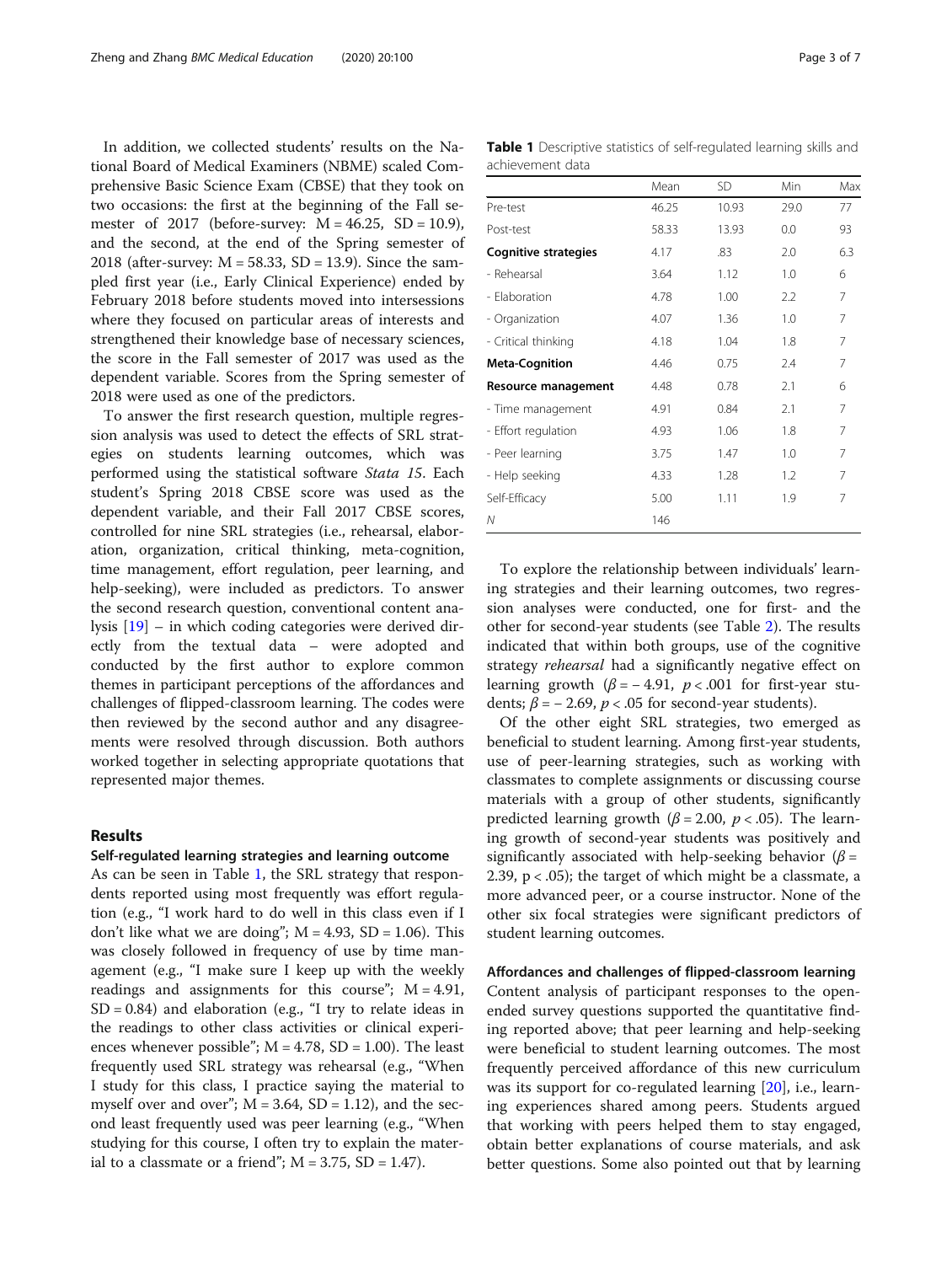In addition, we collected students' results on the National Board of Medical Examiners (NBME) scaled Comprehensive Basic Science Exam (CBSE) that they took on two occasions: the first at the beginning of the Fall semester of 2017 (before-survey: M = 46.25, SD = 10.9), and the second, at the end of the Spring semester of 2018 (after-survey: M = 58.33, SD = 13.9). Since the sampled first year (i.e., Early Clinical Experience) ended by February 2018 before students moved into intersessions where they focused on particular areas of interests and strengthened their knowledge base of necessary sciences, the score in the Fall semester of 2017 was used as the dependent variable. Scores from the Spring semester of 2018 were used as one of the predictors.

To answer the first research question, multiple regression analysis was used to detect the effects of SRL strategies on students learning outcomes, which was performed using the statistical software *Stata 15*. Each student's Spring 2018 CBSE score was used as the dependent variable, and their Fall 2017 CBSE scores, controlled for nine SRL strategies (i.e., rehearsal, elaboration, organization, critical thinking, meta-cognition, time management, effort regulation, peer learning, and help-seeking), were included as predictors. To answer the second research question, conventional content analysis [19] – in which coding categories were derived directly from the textual data – were adopted and conducted by the first author to explore common themes in participant perceptions of the affordances and challenges of flipped-classroom learning. The codes were then reviewed by the second author and any disagreements were resolved through discussion. Both authors worked together in selecting appropriate quotations that represented major themes.

## Results

### Self-regulated learning strategies and learning outcome

As can be seen in Table 1, the SRL strategy that respondents reported using most frequently was effort regulation (e.g., "I work hard to do well in this class even if I don't like what we are doing"; M = 4.93, SD = 1.06). This was closely followed in frequency of use by time management (e.g., "I make sure I keep up with the weekly readings and assignments for this course"; M = 4.91, SD = 0.84) and elaboration (e.g., "I try to relate ideas in the readings to other class activities or clinical experiences whenever possible"; M = 4.78, SD = 1.00). The least frequently used SRL strategy was rehearsal (e.g., "When I study for this class, I practice saying the material to myself over and over"; M = 3.64, SD = 1.12), and the second least frequently used was peer learning (e.g., "When studying for this course, I often try to explain the material to a classmate or a friend"; M = 3.75, SD = 1.47).

**Table 1** Descriptive statistics of self-regulated learning skills and achievement data

| | Mean | SD | Min | Max |
|---|---|---|---|---|
| Pre-test | 46.25 | 10.93 | 29.0 | 77 |
| Post-test | 58.33 | 13.93 | 0.0 | 93 |
| **Cognitive strategies** | 4.17 | .83 | 2.0 | 6.3 |
| - Rehearsal | 3.64 | 1.12 | 1.0 | 6 |
| - Elaboration | 4.78 | 1.00 | 2.2 | 7 |
| - Organization | 4.07 | 1.36 | 1.0 | 7 |
| - Critical thinking | 4.18 | 1.04 | 1.8 | 7 |
| **Meta-Cognition** | 4.46 | 0.75 | 2.4 | 7 |
| **Resource management** | 4.48 | 0.78 | 2.1 | 6 |
| - Time management | 4.91 | 0.84 | 2.1 | 7 |
| - Effort regulation | 4.93 | 1.06 | 1.8 | 7 |
| - Peer learning | 3.75 | 1.47 | 1.0 | 7 |
| - Help seeking | 4.33 | 1.28 | 1.2 | 7 |
| Self-Efficacy | 5.00 | 1.11 | 1.9 | 7 |
| *N* | 146 | | | |

To explore the relationship between individuals' learning strategies and their learning outcomes, two regression analyses were conducted, one for first- and the other for second-year students (see Table 2). The results indicated that within both groups, use of the cognitive strategy *rehearsal* had a significantly negative effect on learning growth ($\beta = -4.91$, $p < .001$ for first-year students; $\beta = -2.69$, $p < .05$ for second-year students).

Of the other eight SRL strategies, two emerged as beneficial to student learning. Among first-year students, use of peer-learning strategies, such as working with classmates to complete assignments or discussing course materials with a group of other students, significantly predicted learning growth ($\beta = 2.00$, $p < .05$). The learning growth of second-year students was positively and significantly associated with help-seeking behavior ($\beta = 2.39$, $p < .05$); the target of which might be a classmate, a more advanced peer, or a course instructor. None of the other six focal strategies were significant predictors of student learning outcomes.

### Affordances and challenges of flipped-classroom learning

Content analysis of participant responses to the open-ended survey questions supported the quantitative finding reported above; that peer learning and help-seeking were beneficial to student learning outcomes. The most frequently perceived affordance of this new curriculum was its support for co-regulated learning [20], i.e., learning experiences shared among peers. Students argued that working with peers helped them to stay engaged, obtain better explanations of course materials, and ask better questions. Some also pointed out that by learning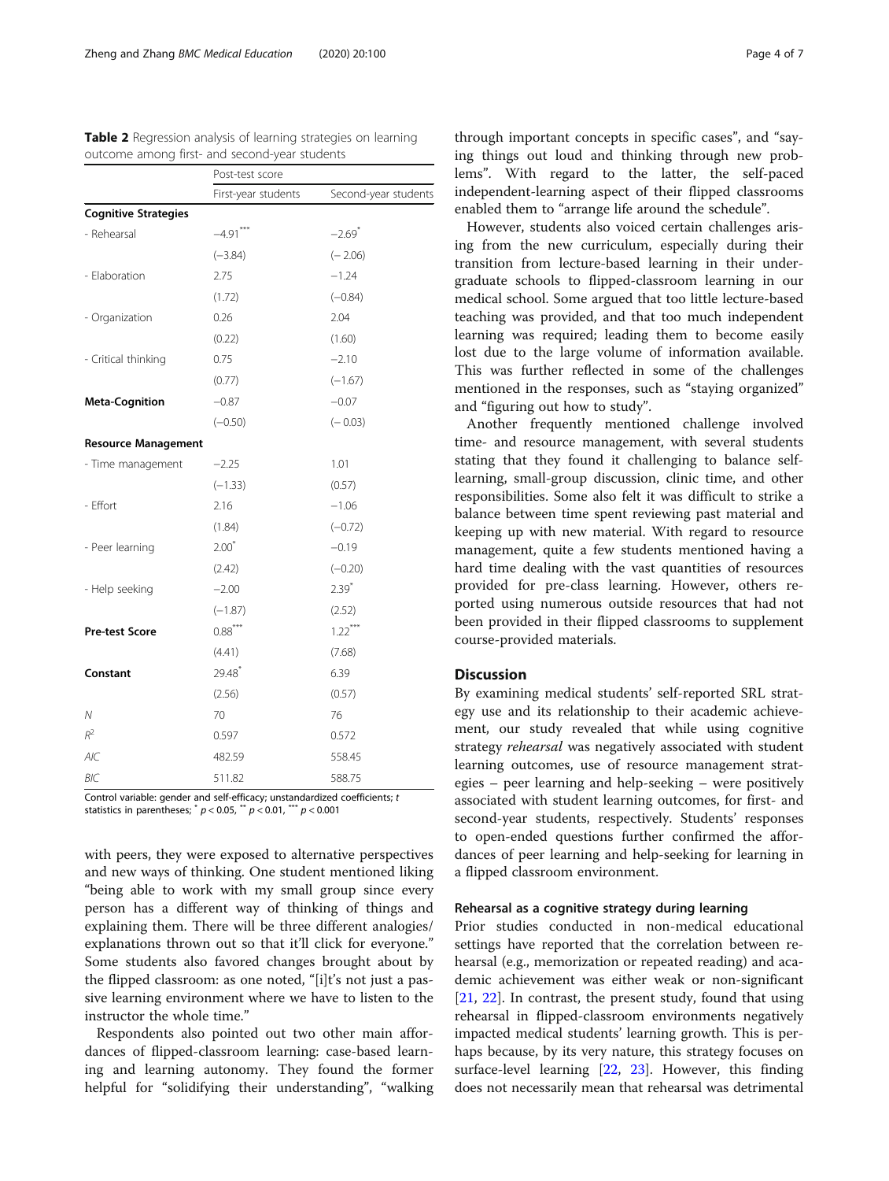**Table 2** Regression analysis of learning strategies on learning outcome among first- and second-year students

| | Post-test score | |
|---|---|---|
| | First-year students | Second-year students |
| **Cognitive Strategies** | | |
| - Rehearsal | −4.91*** | −2.69* |
| | (−3.84) | (− 2.06) |
| - Elaboration | 2.75 | −1.24 |
| | (1.72) | (−0.84) |
| - Organization | 0.26 | 2.04 |
| | (0.22) | (1.60) |
| - Critical thinking | 0.75 | −2.10 |
| | (0.77) | (−1.67) |
| **Meta-Cognition** | −0.87 | −0.07 |
| | (−0.50) | (− 0.03) |
| **Resource Management** | | |
| - Time management | −2.25 | 1.01 |
| | (−1.33) | (0.57) |
| - Effort | 2.16 | −1.06 |
| | (1.84) | (−0.72) |
| - Peer learning | 2.00* | −0.19 |
| | (2.42) | (−0.20) |
| - Help seeking | −2.00 | 2.39* |
| | (−1.87) | (2.52) |
| **Pre-test Score** | 0.88*** | 1.22*** |
| | (4.41) | (7.68) |
| **Constant** | 29.48* | 6.39 |
| | (2.56) | (0.57) |
| *N* | 70 | 76 |
| $R^2$ | 0.597 | 0.572 |
| *AIC* | 482.59 | 558.45 |
| *BIC* | 511.82 | 588.75 |

Control variable: gender and self-efficacy; unstandardized coefficients; *t* statistics in parentheses; * $p < 0.05$, ** $p < 0.01$, *** $p < 0.001$

with peers, they were exposed to alternative perspectives and new ways of thinking. One student mentioned liking "being able to work with my small group since every person has a different way of thinking of things and explaining them. There will be three different analogies/ explanations thrown out so that it'll click for everyone." Some students also favored changes brought about by the flipped classroom: as one noted, "[i]t's not just a passive learning environment where we have to listen to the instructor the whole time."

Respondents also pointed out two other main affordances of flipped-classroom learning: case-based learning and learning autonomy. They found the former helpful for "solidifying their understanding", "walking through important concepts in specific cases", and "saying things out loud and thinking through new problems". With regard to the latter, the self-paced independent-learning aspect of their flipped classrooms enabled them to "arrange life around the schedule".

However, students also voiced certain challenges arising from the new curriculum, especially during their transition from lecture-based learning in their undergraduate schools to flipped-classroom learning in our medical school. Some argued that too little lecture-based teaching was provided, and that too much independent learning was required; leading them to become easily lost due to the large volume of information available. This was further reflected in some of the challenges mentioned in the responses, such as "staying organized" and "figuring out how to study".

Another frequently mentioned challenge involved time- and resource management, with several students stating that they found it challenging to balance self-learning, small-group discussion, clinic time, and other responsibilities. Some also felt it was difficult to strike a balance between time spent reviewing past material and keeping up with new material. With regard to resource management, quite a few students mentioned having a hard time dealing with the vast quantities of resources provided for pre-class learning. However, others reported using numerous outside resources that had not been provided in their flipped classrooms to supplement course-provided materials.

## Discussion

By examining medical students' self-reported SRL strategy use and its relationship to their academic achievement, our study revealed that while using cognitive strategy *rehearsal* was negatively associated with student learning outcomes, use of resource management strategies – peer learning and help-seeking – were positively associated with student learning outcomes, for first- and second-year students, respectively. Students' responses to open-ended questions further confirmed the affordances of peer learning and help-seeking for learning in a flipped classroom environment.

### Rehearsal as a cognitive strategy during learning

Prior studies conducted in non-medical educational settings have reported that the correlation between rehearsal (e.g., memorization or repeated reading) and academic achievement was either weak or non-significant [21, 22]. In contrast, the present study, found that using rehearsal in flipped-classroom environments negatively impacted medical students' learning growth. This is perhaps because, by its very nature, this strategy focuses on surface-level learning [22, 23]. However, this finding does not necessarily mean that rehearsal was detrimental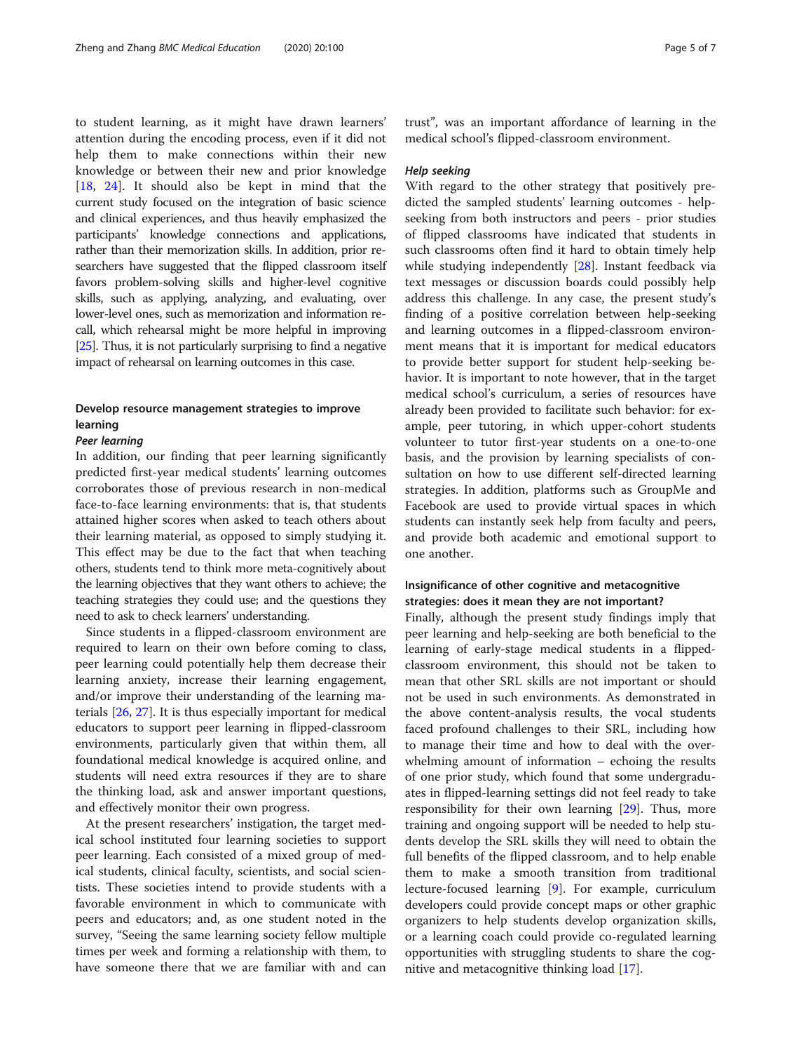to student learning, as it might have drawn learners' attention during the encoding process, even if it did not help them to make connections within their new knowledge or between their new and prior knowledge [18, 24]. It should also be kept in mind that the current study focused on the integration of basic science and clinical experiences, and thus heavily emphasized the participants' knowledge connections and applications, rather than their memorization skills. In addition, prior researchers have suggested that the flipped classroom itself favors problem-solving skills and higher-level cognitive skills, such as applying, analyzing, and evaluating, over lower-level ones, such as memorization and information recall, which rehearsal might be more helpful in improving [25]. Thus, it is not particularly surprising to find a negative impact of rehearsal on learning outcomes in this case.

### Develop resource management strategies to improve learning

#### *Peer learning*

In addition, our finding that peer learning significantly predicted first-year medical students' learning outcomes corroborates those of previous research in non-medical face-to-face learning environments: that is, that students attained higher scores when asked to teach others about their learning material, as opposed to simply studying it. This effect may be due to the fact that when teaching others, students tend to think more meta-cognitively about the learning objectives that they want others to achieve; the teaching strategies they could use; and the questions they need to ask to check learners' understanding.

Since students in a flipped-classroom environment are required to learn on their own before coming to class, peer learning could potentially help them decrease their learning anxiety, increase their learning engagement, and/or improve their understanding of the learning materials [26, 27]. It is thus especially important for medical educators to support peer learning in flipped-classroom environments, particularly given that within them, all foundational medical knowledge is acquired online, and students will need extra resources if they are to share the thinking load, ask and answer important questions, and effectively monitor their own progress.

At the present researchers' instigation, the target medical school instituted four learning societies to support peer learning. Each consisted of a mixed group of medical students, clinical faculty, scientists, and social scientists. These societies intend to provide students with a favorable environment in which to communicate with peers and educators; and, as one student noted in the survey, "Seeing the same learning society fellow multiple times per week and forming a relationship with them, to have someone there that we are familiar with and can trust", was an important affordance of learning in the medical school's flipped-classroom environment.

#### *Help seeking*

With regard to the other strategy that positively predicted the sampled students' learning outcomes - help-seeking from both instructors and peers - prior studies of flipped classrooms have indicated that students in such classrooms often find it hard to obtain timely help while studying independently [28]. Instant feedback via text messages or discussion boards could possibly help address this challenge. In any case, the present study's finding of a positive correlation between help-seeking and learning outcomes in a flipped-classroom environment means that it is important for medical educators to provide better support for student help-seeking behavior. It is important to note however, that in the target medical school's curriculum, a series of resources have already been provided to facilitate such behavior: for example, peer tutoring, in which upper-cohort students volunteer to tutor first-year students on a one-to-one basis, and the provision by learning specialists of consultation on how to use different self-directed learning strategies. In addition, platforms such as GroupMe and Facebook are used to provide virtual spaces in which students can instantly seek help from faculty and peers, and provide both academic and emotional support to one another.

### Insignificance of other cognitive and metacognitive strategies: does it mean they are not important?

Finally, although the present study findings imply that peer learning and help-seeking are both beneficial to the learning of early-stage medical students in a flipped-classroom environment, this should not be taken to mean that other SRL skills are not important or should not be used in such environments. As demonstrated in the above content-analysis results, the vocal students faced profound challenges to their SRL, including how to manage their time and how to deal with the overwhelming amount of information – echoing the results of one prior study, which found that some undergraduates in flipped-learning settings did not feel ready to take responsibility for their own learning [29]. Thus, more training and ongoing support will be needed to help students develop the SRL skills they will need to obtain the full benefits of the flipped classroom, and to help enable them to make a smooth transition from traditional lecture-focused learning [9]. For example, curriculum developers could provide concept maps or other graphic organizers to help students develop organization skills, or a learning coach could provide co-regulated learning opportunities with struggling students to share the cognitive and metacognitive thinking load [17].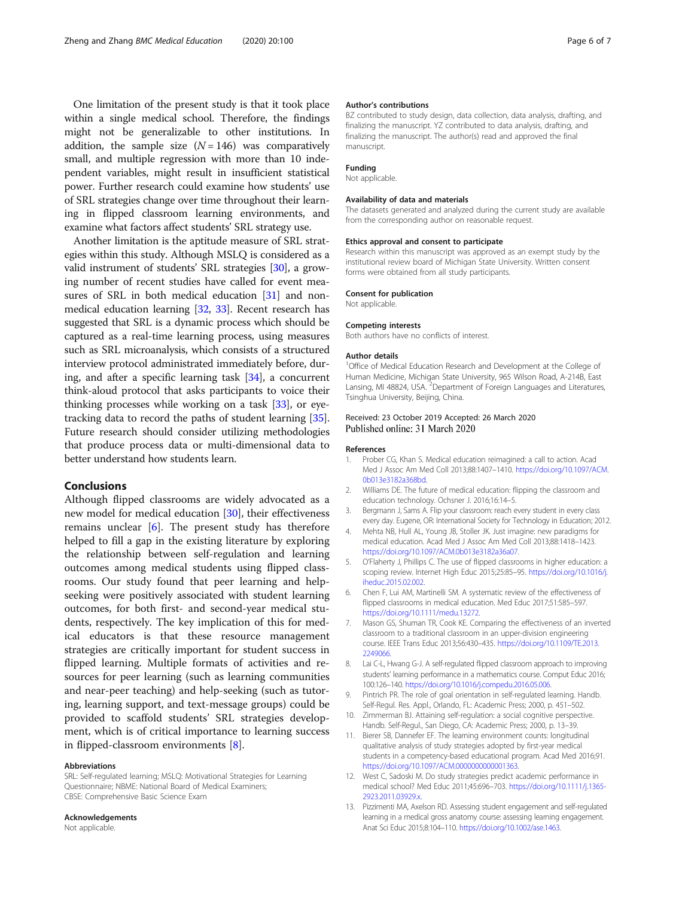One limitation of the present study is that it took place within a single medical school. Therefore, the findings might not be generalizable to other institutions. In addition, the sample size ($N = 146$) was comparatively small, and multiple regression with more than 10 independent variables, might result in insufficient statistical power. Further research could examine how students' use of SRL strategies change over time throughout their learning in flipped classroom learning environments, and examine what factors affect students' SRL strategy use.

Another limitation is the aptitude measure of SRL strategies within this study. Although MSLQ is considered as a valid instrument of students' SRL strategies [30], a growing number of recent studies have called for event measures of SRL in both medical education [31] and non-medical education learning [32, 33]. Recent research has suggested that SRL is a dynamic process which should be captured as a real-time learning process, using measures such as SRL microanalysis, which consists of a structured interview protocol administrated immediately before, during, and after a specific learning task [34], a concurrent think-aloud protocol that asks participants to voice their thinking processes while working on a task [33], or eye-tracking data to record the paths of student learning [35]. Future research should consider utilizing methodologies that produce process data or multi-dimensional data to better understand how students learn.

## Conclusions

Although flipped classrooms are widely advocated as a new model for medical education [30], their effectiveness remains unclear [6]. The present study has therefore helped to fill a gap in the existing literature by exploring the relationship between self-regulation and learning outcomes among medical students using flipped classrooms. Our study found that peer learning and help-seeking were positively associated with student learning outcomes, for both first- and second-year medical students, respectively. The key implication of this for medical educators is that these resource management strategies are critically important for student success in flipped learning. Multiple formats of activities and resources for peer learning (such as learning communities and near-peer teaching) and help-seeking (such as tutoring, learning support, and text-message groups) could be provided to scaffold students' SRL strategies development, which is of critical importance to learning success in flipped-classroom environments [8].

#### Abbreviations

SRL: Self-regulated learning; MSLQ: Motivational Strategies for Learning Questionnaire; NBME: National Board of Medical Examiners; CBSE: Comprehensive Basic Science Exam

#### Acknowledgements

Not applicable.

#### Author's contributions

BZ contributed to study design, data collection, data analysis, drafting, and finalizing the manuscript. YZ contributed to data analysis, drafting, and finalizing the manuscript. The author(s) read and approved the final manuscript.

#### Funding

Not applicable.

#### Availability of data and materials

The datasets generated and analyzed during the current study are available from the corresponding author on reasonable request.

#### Ethics approval and consent to participate

Research within this manuscript was approved as an exempt study by the institutional review board of Michigan State University. Written consent forms were obtained from all study participants.

#### Consent for publication

Not applicable.

#### Competing interests

Both authors have no conflicts of interest.

#### Author details

[1]Office of Medical Education Research and Development at the College of Human Medicine, Michigan State University, 965 Wilson Road, A-214B, East Lansing, MI 48824, USA. [2]Department of Foreign Languages and Literatures, Tsinghua University, Beijing, China.

Received: 23 October 2019 Accepted: 26 March 2020
Published online: 31 March 2020

#### References

1. Prober CG, Khan S. Medical education reimagined: a call to action. Acad Med J Assoc Am Med Coll 2013;88:1407–1410. https://doi.org/10.1097/ACM.0b013e3182a368bd.
2. Williams DE. The future of medical education: flipping the classroom and education technology. Ochsner J. 2016;16:14–5.
3. Bergmann J, Sams A. Flip your classroom: reach every student in every class every day. Eugene, OR: International Society for Technology in Education; 2012.
4. Mehta NB, Hull AL, Young JB, Stoller JK. Just imagine: new paradigms for medical education. Acad Med J Assoc Am Med Coll 2013;88:1418–1423. https://doi.org/10.1097/ACM.0b013e3182a36a07.
5. O'Flaherty J, Phillips C. The use of flipped classrooms in higher education: a scoping review. Internet High Educ 2015;25:85–95. https://doi.org/10.1016/j.iheduc.2015.02.002.
6. Chen F, Lui AM, Martinelli SM. A systematic review of the effectiveness of flipped classrooms in medical education. Med Educ 2017;51:585–597. https://doi.org/10.1111/medu.13272.
7. Mason GS, Shuman TR, Cook KE. Comparing the effectiveness of an inverted classroom to a traditional classroom in an upper-division engineering course. IEEE Trans Educ 2013;56:430–435. https://doi.org/10.1109/TE.2013.2249066.
8. Lai C-L, Hwang G-J. A self-regulated flipped classroom approach to improving students' learning performance in a mathematics course. Comput Educ 2016; 100:126–140. https://doi.org/10.1016/j.compedu.2016.05.006.
9. Pintrich PR. The role of goal orientation in self-regulated learning. Handb. Self-Regul. Res. Appl., Orlando, FL: Academic Press; 2000, p. 451–502.
10. Zimmerman BJ. Attaining self-regulation: a social cognitive perspective. Handb. Self-Regul., San Diego, CA: Academic Press; 2000, p. 13–39.
11. Bierer SB, Dannefer EF. The learning environment counts: longitudinal qualitative analysis of study strategies adopted by first-year medical students in a competency-based educational program. Acad Med 2016;91. https://doi.org/10.1097/ACM.0000000000001363.
12. West C, Sadoski M. Do study strategies predict academic performance in medical school? Med Educ 2011;45:696–703. https://doi.org/10.1111/j.1365-2923.2011.03929.x.
13. Pizzimenti MA, Axelson RD. Assessing student engagement and self-regulated learning in a medical gross anatomy course: assessing learning engagement. Anat Sci Educ 2015;8:104–110. https://doi.org/10.1002/ase.1463.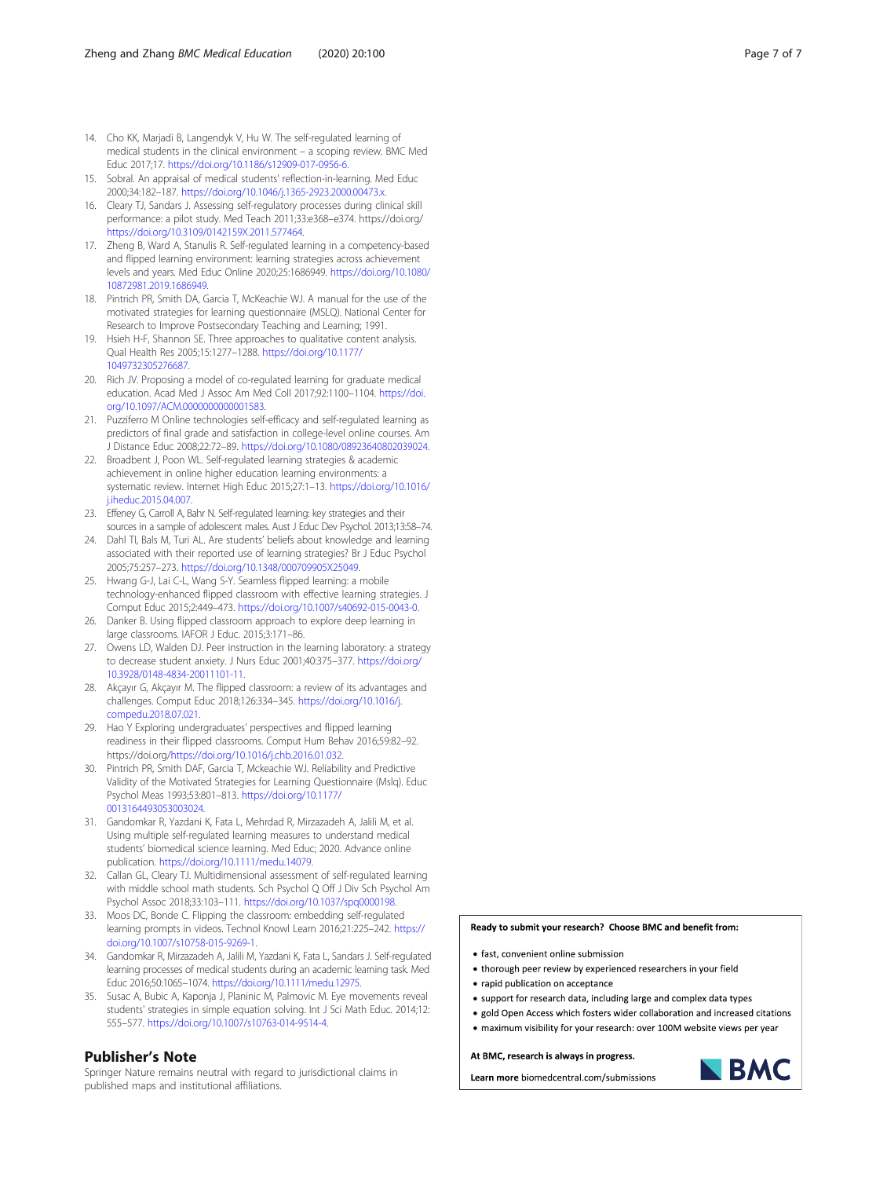14. Cho KK, Marjadi B, Langendyk V, Hu W. The self-regulated learning of medical students in the clinical environment – a scoping review. BMC Med Educ 2017;17. https://doi.org/10.1186/s12909-017-0956-6.
15. Sobral. An appraisal of medical students' reflection-in-learning. Med Educ 2000;34:182–187. https://doi.org/10.1046/j.1365-2923.2000.00473.x.
16. Cleary TJ, Sandars J. Assessing self-regulatory processes during clinical skill performance: a pilot study. Med Teach 2011;33:e368–e374. https://doi.org/https://doi.org/10.3109/0142159X.2011.577464.
17. Zheng B, Ward A, Stanulis R. Self-regulated learning in a competency-based and flipped learning environment: learning strategies across achievement levels and years. Med Educ Online 2020;25:1686949. https://doi.org/10.1080/10872981.2019.1686949.
18. Pintrich PR, Smith DA, Garcia T, McKeachie WJ. A manual for the use of the motivated strategies for learning questionnaire (MSLQ). National Center for Research to Improve Postsecondary Teaching and Learning; 1991.
19. Hsieh H-F, Shannon SE. Three approaches to qualitative content analysis. Qual Health Res 2005;15:1277–1288. https://doi.org/10.1177/1049732305276687.
20. Rich JV. Proposing a model of co-regulated learning for graduate medical education. Acad Med J Assoc Am Med Coll 2017;92:1100–1104. https://doi.org/10.1097/ACM.0000000000001583.
21. Puzziferro M Online technologies self-efficacy and self-regulated learning as predictors of final grade and satisfaction in college-level online courses. Am J Distance Educ 2008;22:72–89. https://doi.org/10.1080/08923640802039024.
22. Broadbent J, Poon WL. Self-regulated learning strategies & academic achievement in online higher education learning environments: a systematic review. Internet High Educ 2015;27:1–13. https://doi.org/10.1016/j.iheduc.2015.04.007.
23. Effeney G, Carroll A, Bahr N. Self-regulated learning: key strategies and their sources in a sample of adolescent males. Aust J Educ Dev Psychol. 2013;13:58–74.
24. Dahl TI, Bals M, Turi AL. Are students' beliefs about knowledge and learning associated with their reported use of learning strategies? Br J Educ Psychol 2005;75:257–273. https://doi.org/10.1348/000709905X25049.
25. Hwang G-J, Lai C-L, Wang S-Y. Seamless flipped learning: a mobile technology-enhanced flipped classroom with effective learning strategies. J Comput Educ 2015;2:449–473. https://doi.org/10.1007/s40692-015-0043-0.
26. Danker B. Using flipped classroom approach to explore deep learning in large classrooms. IAFOR J Educ. 2015;3:171–86.
27. Owens LD, Walden DJ. Peer instruction in the learning laboratory: a strategy to decrease student anxiety. J Nurs Educ 2001;40:375–377. https://doi.org/10.3928/0148-4834-20011101-11.
28. Akçayır G, Akçayır M. The flipped classroom: a review of its advantages and challenges. Comput Educ 2018;126:334–345. https://doi.org/10.1016/j.compedu.2018.07.021.
29. Hao Y Exploring undergraduates' perspectives and flipped learning readiness in their flipped classrooms. Comput Hum Behav 2016;59:82–92. https://doi.org/https://doi.org/10.1016/j.chb.2016.01.032.
30. Pintrich PR, Smith DAF, Garcia T, Mckeachie WJ. Reliability and Predictive Validity of the Motivated Strategies for Learning Questionnaire (Mslq). Educ Psychol Meas 1993;53:801–813. https://doi.org/10.1177/0013164493053003024.
31. Gandomkar R, Yazdani K, Fata L, Mehrdad R, Mirzazadeh A, Jalili M, et al. Using multiple self-regulated learning measures to understand medical students' biomedical science learning. Med Educ; 2020. Advance online publication. https://doi.org/10.1111/medu.14079.
32. Callan GL, Cleary TJ. Multidimensional assessment of self-regulated learning with middle school math students. Sch Psychol Q Off J Div Sch Psychol Am Psychol Assoc 2018;33:103–111. https://doi.org/10.1037/spq0000198.
33. Moos DC, Bonde C. Flipping the classroom: embedding self-regulated learning prompts in videos. Technol Knowl Learn 2016;21:225–242. https://doi.org/10.1007/s10758-015-9269-1.
34. Gandomkar R, Mirzazadeh A, Jalili M, Yazdani K, Fata L, Sandars J. Self-regulated learning processes of medical students during an academic learning task. Med Educ 2016;50:1065–1074. https://doi.org/10.1111/medu.12975.
35. Susac A, Bubic A, Kaponja J, Planinic M, Palmovic M. Eye movements reveal students' strategies in simple equation solving. Int J Sci Math Educ. 2014;12:555–577. https://doi.org/10.1007/s10763-014-9514-4.

## Publisher's Note

Springer Nature remains neutral with regard to jurisdictional claims in published maps and institutional affiliations.

**Ready to submit your research? Choose BMC and benefit from:**

- fast, convenient online submission
- thorough peer review by experienced researchers in your field
- rapid publication on acceptance
- support for research data, including large and complex data types
- gold Open Access which fosters wider collaboration and increased citations
- maximum visibility for your research: over 100M website views per year

**At BMC, research is always in progress.**

**Learn more** biomedcentral.com/submissions